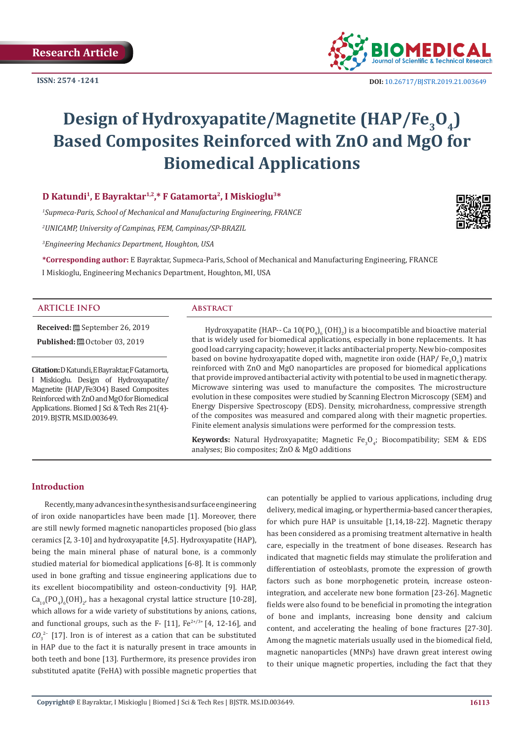Research Article

ISSN: 2574 -1241

DOI: 10.26717/BJSTR.2019.21.003649

# Design of Hydroxyapatite/Magnetite (HAP/$Fe_3O_4$) Based Composites Reinforced with ZnO and MgO for Biomedical Applications

**D Katundi[1], E Bayraktar[1,2],* F Gatamorta[2], I Miskioglu[3]***

*[1]Supmeca-Paris, School of Mechanical and Manufacturing Engineering, FRANCE*

*[2]UNICAMP, University of Campinas, FEM, Campinas/SP-BRAZIL*

*[3]Engineering Mechanics Department, Houghton, USA*

***Corresponding author:** E Bayraktar, Supmeca-Paris, School of Mechanical and Manufacturing Engineering, FRANCE

I Miskioglu, Engineering Mechanics Department, Houghton, MI, USA

## ARTICLE INFO

**Received:** September 26, 2019

**Published:** October 03, 2019

**Citation:** D Katundi, E Bayraktar, F Gatamorta, I Miskioglu. Design of Hydroxyapatite/Magnetite (HAP/Fe3O4) Based Composites Reinforced with ZnO and MgO for Biomedical Applications. Biomed J Sci & Tech Res 21(4)-2019. BJSTR. MS.ID.003649.

## Abstract

Hydroxyapatite (HAP-- Ca $10(PO_4)_6$ $(OH)_2$) is a biocompatible and bioactive material that is widely used for biomedical applications, especially in bone replacements. It has good load carrying capacity; however, it lacks antibacterial property. New bio-composites based on bovine hydroxyapatite doped with, magnetite iron oxide (HAP/ $Fe_3O_4$) matrix reinforced with ZnO and MgO nanoparticles are proposed for biomedical applications that provide improved antibacterial activity with potential to be used in magnetic therapy. Microwave sintering was used to manufacture the composites. The microstructure evolution in these composites were studied by Scanning Electron Microscopy (SEM) and Energy Dispersive Spectroscopy (EDS). Density, microhardness, compressive strength of the composites was measured and compared along with their magnetic properties. Finite element analysis simulations were performed for the compression tests.

**Keywords:** Natural Hydroxyapatite; Magnetic $Fe_3O_4$; Biocompatibility; SEM & EDS analyses; Bio composites; ZnO & MgO additions

## Introduction

Recently, many advances in the synthesis and surface engineering of iron oxide nanoparticles have been made [1]. Moreover, there are still newly formed magnetic nanoparticles proposed (bio glass ceramics [2, 3-10] and hydroxyapatite [4,5]. Hydroxyapatite (HAP), being the main mineral phase of natural bone, is a commonly studied material for biomedical applications [6-8]. It is commonly used in bone grafting and tissue engineering applications due to its excellent biocompatibility and osteon-conductivity [9]. HAP, $Ca_{10}(PO_4)_6(OH)_2$, has a hexagonal crystal lattice structure [10-28], which allows for a wide variety of substitutions by anions, cations, and functional groups, such as the F- [11], $Fe^{2+/3+}$ [4, 12-16], and $CO_3^{2-}$ [17]. Iron is of interest as a cation that can be substituted in HAP due to the fact it is naturally present in trace amounts in both teeth and bone [13]. Furthermore, its presence provides iron substituted apatite (FeHA) with possible magnetic properties that can potentially be applied to various applications, including drug delivery, medical imaging, or hyperthermia-based cancer therapies, for which pure HAP is unsuitable [1,14,18-22]. Magnetic therapy has been considered as a promising treatment alternative in health care, especially in the treatment of bone diseases. Research has indicated that magnetic fields may stimulate the proliferation and differentiation of osteoblasts, promote the expression of growth factors such as bone morphogenetic protein, increase osteon-integration, and accelerate new bone formation [23-26]. Magnetic fields were also found to be beneficial in promoting the integration of bone and implants, increasing bone density and calcium content, and accelerating the healing of bone fractures [27-30]. Among the magnetic materials usually used in the biomedical field, magnetic nanoparticles (MNPs) have drawn great interest owing to their unique magnetic properties, including the fact that they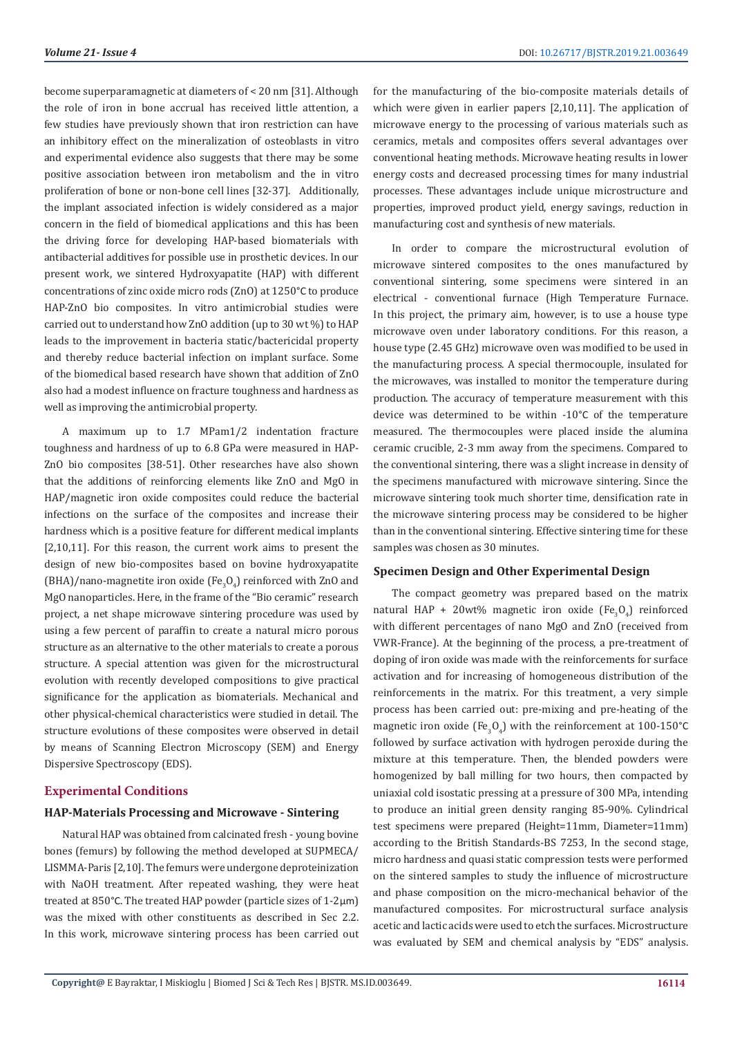become superparamagnetic at diameters of < 20 nm [31]. Although the role of iron in bone accrual has received little attention, a few studies have previously shown that iron restriction can have an inhibitory effect on the mineralization of osteoblasts in vitro and experimental evidence also suggests that there may be some positive association between iron metabolism and the in vitro proliferation of bone or non-bone cell lines [32-37]. Additionally, the implant associated infection is widely considered as a major concern in the field of biomedical applications and this has been the driving force for developing HAP-based biomaterials with antibacterial additives for possible use in prosthetic devices. In our present work, we sintered Hydroxyapatite (HAP) with different concentrations of zinc oxide micro rods (ZnO) at 1250°C to produce HAP-ZnO bio composites. In vitro antimicrobial studies were carried out to understand how ZnO addition (up to 30 wt %) to HAP leads to the improvement in bacteria static/bactericidal property and thereby reduce bacterial infection on implant surface. Some of the biomedical based research have shown that addition of ZnO also had a modest influence on fracture toughness and hardness as well as improving the antimicrobial property.

A maximum up to 1.7 MPam1/2 indentation fracture toughness and hardness of up to 6.8 GPa were measured in HAP-ZnO bio composites [38-51]. Other researches have also shown that the additions of reinforcing elements like ZnO and MgO in HAP/magnetic iron oxide composites could reduce the bacterial infections on the surface of the composites and increase their hardness which is a positive feature for different medical implants [2,10,11]. For this reason, the current work aims to present the design of new bio-composites based on bovine hydroxyapatite (BHA)/nano-magnetite iron oxide ($Fe_3O_4$) reinforced with ZnO and MgO nanoparticles. Here, in the frame of the "Bio ceramic" research project, a net shape microwave sintering procedure was used by using a few percent of paraffin to create a natural micro porous structure as an alternative to the other materials to create a porous structure. A special attention was given for the microstructural evolution with recently developed compositions to give practical significance for the application as biomaterials. Mechanical and other physical-chemical characteristics were studied in detail. The structure evolutions of these composites were observed in detail by means of Scanning Electron Microscopy (SEM) and Energy Dispersive Spectroscopy (EDS).

## Experimental Conditions

### HAP-Materials Processing and Microwave - Sintering

Natural HAP was obtained from calcinated fresh - young bovine bones (femurs) by following the method developed at SUPMECA/LISMMA-Paris [2,10]. The femurs were undergone deproteinization with NaOH treatment. After repeated washing, they were heat treated at 850°C. The treated HAP powder (particle sizes of 1-2µm) was the mixed with other constituents as described in Sec 2.2. In this work, microwave sintering process has been carried out for the manufacturing of the bio-composite materials details of which were given in earlier papers [2,10,11]. The application of microwave energy to the processing of various materials such as ceramics, metals and composites offers several advantages over conventional heating methods. Microwave heating results in lower energy costs and decreased processing times for many industrial processes. These advantages include unique microstructure and properties, improved product yield, energy savings, reduction in manufacturing cost and synthesis of new materials.

In order to compare the microstructural evolution of microwave sintered composites to the ones manufactured by conventional sintering, some specimens were sintered in an electrical - conventional furnace (High Temperature Furnace. In this project, the primary aim, however, is to use a house type microwave oven under laboratory conditions. For this reason, a house type (2.45 GHz) microwave oven was modified to be used in the manufacturing process. A special thermocouple, insulated for the microwaves, was installed to monitor the temperature during production. The accuracy of temperature measurement with this device was determined to be within -10°C of the temperature measured. The thermocouples were placed inside the alumina ceramic crucible, 2-3 mm away from the specimens. Compared to the conventional sintering, there was a slight increase in density of the specimens manufactured with microwave sintering. Since the microwave sintering took much shorter time, densification rate in the microwave sintering process may be considered to be higher than in the conventional sintering. Effective sintering time for these samples was chosen as 30 minutes.

### Specimen Design and Other Experimental Design

The compact geometry was prepared based on the matrix natural HAP + 20wt% magnetic iron oxide ($Fe_3O_4$) reinforced with different percentages of nano MgO and ZnO (received from VWR-France). At the beginning of the process, a pre-treatment of doping of iron oxide was made with the reinforcements for surface activation and for increasing of homogeneous distribution of the reinforcements in the matrix. For this treatment, a very simple process has been carried out: pre-mixing and pre-heating of the magnetic iron oxide ($Fe_3O_4$) with the reinforcement at 100-150°C followed by surface activation with hydrogen peroxide during the mixture at this temperature. Then, the blended powders were homogenized by ball milling for two hours, then compacted by uniaxial cold isostatic pressing at a pressure of 300 MPa, intending to produce an initial green density ranging 85-90%. Cylindrical test specimens were prepared (Height=11mm, Diameter=11mm) according to the British Standards-BS 7253, In the second stage, micro hardness and quasi static compression tests were performed on the sintered samples to study the influence of microstructure and phase composition on the micro-mechanical behavior of the manufactured composites. For microstructural surface analysis acetic and lactic acids were used to etch the surfaces. Microstructure was evaluated by SEM and chemical analysis by "EDS" analysis.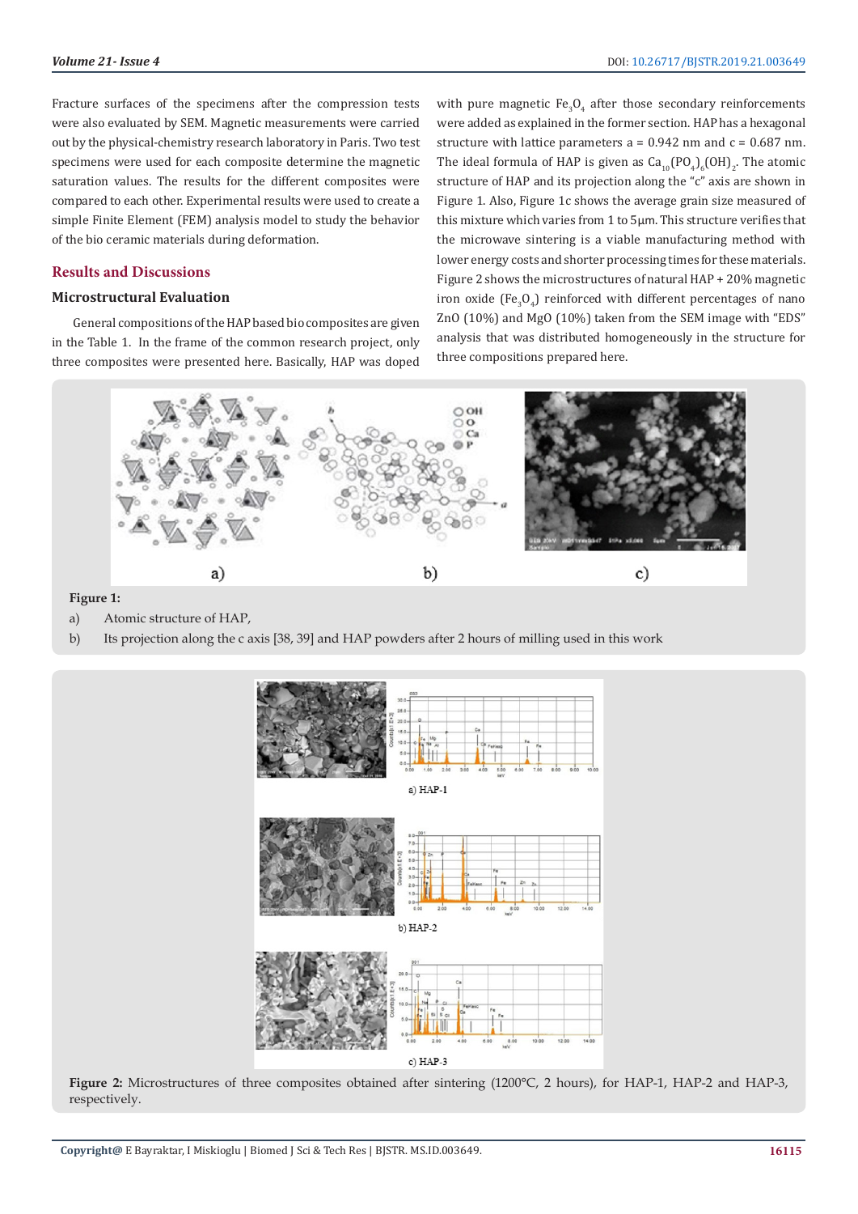Fracture surfaces of the specimens after the compression tests were also evaluated by SEM. Magnetic measurements were carried out by the physical-chemistry research laboratory in Paris. Two test specimens were used for each composite determine the magnetic saturation values. The results for the different composites were compared to each other. Experimental results were used to create a simple Finite Element (FEM) analysis model to study the behavior of the bio ceramic materials during deformation.

## Results and Discussions

### Microstructural Evaluation

General compositions of the HAP based bio composites are given in the Table 1. In the frame of the common research project, only three composites were presented here. Basically, HAP was doped with pure magnetic $Fe_3O_4$ after those secondary reinforcements were added as explained in the former section. HAP has a hexagonal structure with lattice parameters a = 0.942 nm and c = 0.687 nm. The ideal formula of HAP is given as $Ca_{10}(PO_4)_6(OH)_2$. The atomic structure of HAP and its projection along the "c" axis are shown in Figure 1. Also, Figure 1c shows the average grain size measured of this mixture which varies from 1 to 5µm. This structure verifies that the microwave sintering is a viable manufacturing method with lower energy costs and shorter processing times for these materials. Figure 2 shows the microstructures of natural HAP + 20% magnetic iron oxide ($Fe_3O_4$) reinforced with different percentages of nano ZnO (10%) and MgO (10%) taken from the SEM image with "EDS" analysis that was distributed homogeneously in the structure for three compositions prepared here.

**Figure 1:**

a) Atomic structure of HAP,

b) Its projection along the c axis [38, 39] and HAP powders after 2 hours of milling used in this work

**Figure 2:** Microstructures of three composites obtained after sintering (1200°C, 2 hours), for HAP-1, HAP-2 and HAP-3, respectively.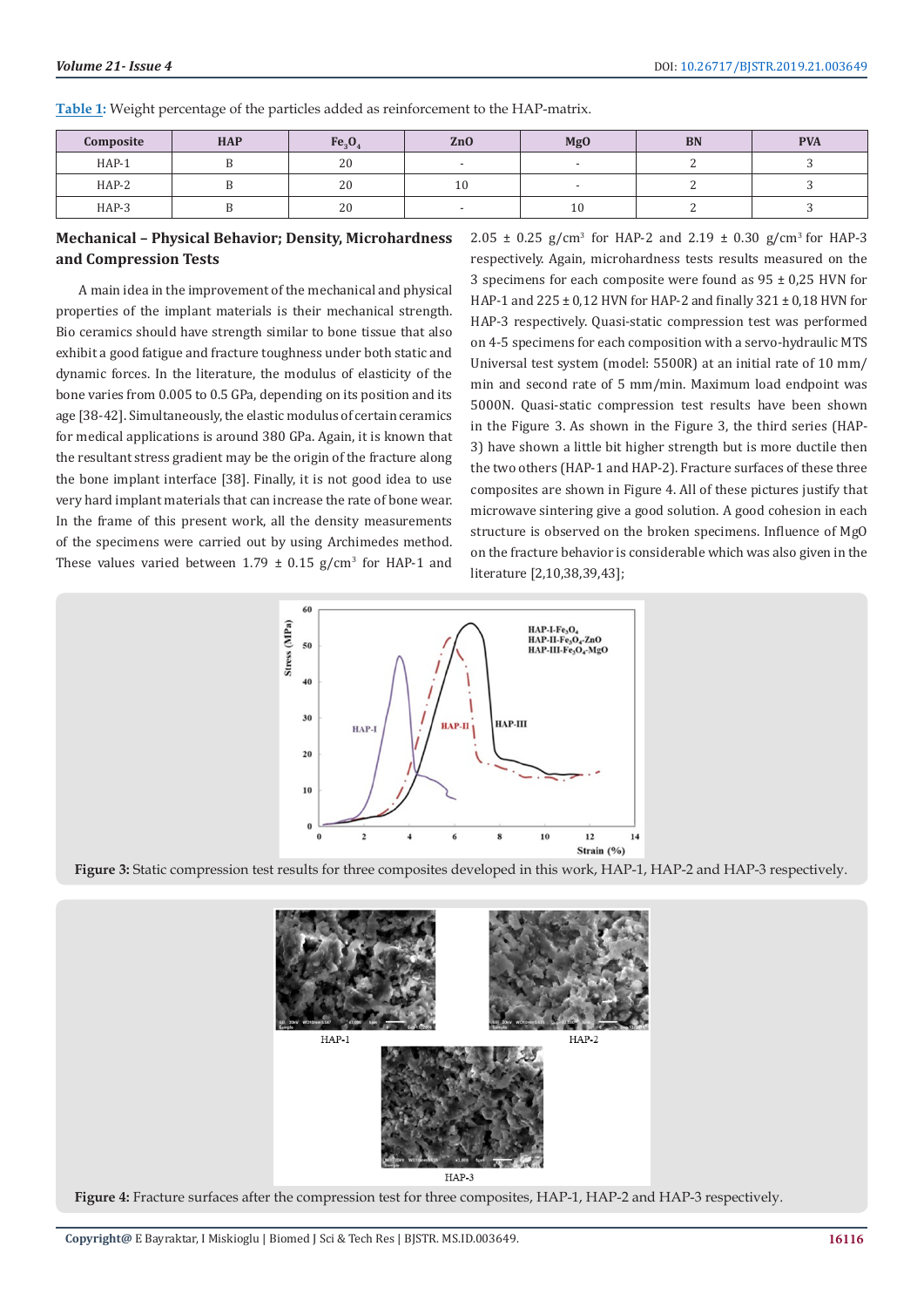**Table 1:** Weight percentage of the particles added as reinforcement to the HAP-matrix.

| Composite | HAP | $Fe_3O_4$ | ZnO | MgO | BN | PVA |
|---|---|---|---|---|---|---|
| HAP-1 | B | 20 | - | - | 2 | 3 |
| HAP-2 | B | 20 | 10 | - | 2 | 3 |
| HAP-3 | B | 20 | - | 10 | 2 | 3 |

## Mechanical – Physical Behavior; Density, Microhardness and Compression Tests

A main idea in the improvement of the mechanical and physical properties of the implant materials is their mechanical strength. Bio ceramics should have strength similar to bone tissue that also exhibit a good fatigue and fracture toughness under both static and dynamic forces. In the literature, the modulus of elasticity of the bone varies from 0.005 to 0.5 GPa, depending on its position and its age [38-42]. Simultaneously, the elastic modulus of certain ceramics for medical applications is around 380 GPa. Again, it is known that the resultant stress gradient may be the origin of the fracture along the bone implant interface [38]. Finally, it is not good idea to use very hard implant materials that can increase the rate of bone wear. In the frame of this present work, all the density measurements of the specimens were carried out by using Archimedes method. These values varied between 1.79 ± 0.15 g/cm$^3$ for HAP-1 and 2.05 ± 0.25 g/cm$^3$ for HAP-2 and 2.19 ± 0.30 g/cm$^3$ for HAP-3 respectively. Again, microhardness tests results measured on the 3 specimens for each composite were found as 95 ± 0,25 HVN for HAP-1 and 225 ± 0,12 HVN for HAP-2 and finally 321 ± 0,18 HVN for HAP-3 respectively. Quasi-static compression test was performed on 4-5 specimens for each composition with a servo-hydraulic MTS Universal test system (model: 5500R) at an initial rate of 10 mm/min and second rate of 5 mm/min. Maximum load endpoint was 5000N. Quasi-static compression test results have been shown in the Figure 3. As shown in the Figure 3, the third series (HAP-3) have shown a little bit higher strength but is more ductile then the two others (HAP-1 and HAP-2). Fracture surfaces of these three composites are shown in Figure 4. All of these pictures justify that microwave sintering give a good solution. A good cohesion in each structure is observed on the broken specimens. Influence of MgO on the fracture behavior is considerable which was also given in the literature [2,10,38,39,43];

**Figure 3:** Static compression test results for three composites developed in this work, HAP-1, HAP-2 and HAP-3 respectively.

**Figure 4:** Fracture surfaces after the compression test for three composites, HAP-1, HAP-2 and HAP-3 respectively.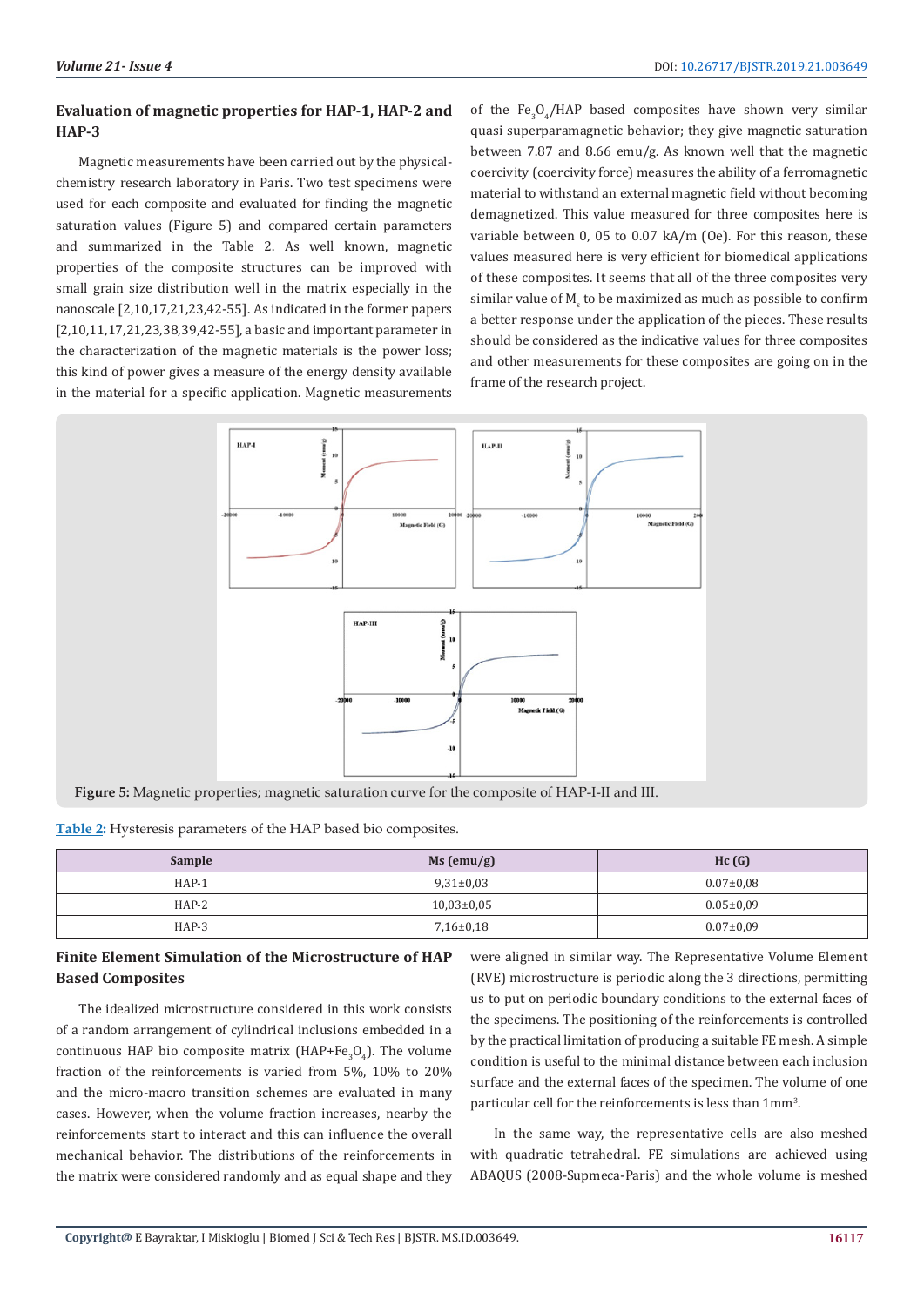### Evaluation of magnetic properties for HAP-1, HAP-2 and HAP-3

Magnetic measurements have been carried out by the physical-chemistry research laboratory in Paris. Two test specimens were used for each composite and evaluated for finding the magnetic saturation values (Figure 5) and compared certain parameters and summarized in the Table 2. As well known, magnetic properties of the composite structures can be improved with small grain size distribution well in the matrix especially in the nanoscale [2,10,17,21,23,42-55]. As indicated in the former papers [2,10,11,17,21,23,38,39,42-55], a basic and important parameter in the characterization of the magnetic materials is the power loss; this kind of power gives a measure of the energy density available in the material for a specific application. Magnetic measurements of the $Fe_3O_4$/HAP based composites have shown very similar quasi superparamagnetic behavior; they give magnetic saturation between 7.87 and 8.66 emu/g. As known well that the magnetic coercivity (coercivity force) measures the ability of a ferromagnetic material to withstand an external magnetic field without becoming demagnetized. This value measured for three composites here is variable between 0, 05 to 0.07 kA/m (Oe). For this reason, these values measured here is very efficient for biomedical applications of these composites. It seems that all of the three composites very similar value of $M_s$ to be maximized as much as possible to confirm a better response under the application of the pieces. These results should be considered as the indicative values for three composites and other measurements for these composites are going on in the frame of the research project.

**Figure 5:** Magnetic properties; magnetic saturation curve for the composite of HAP-I-II and III.

**Table 2:** Hysteresis parameters of the HAP based bio composites.

| Sample | Ms (emu/g) | Hc (G) |
|---|---|---|
| HAP-1 | 9,31±0,03 | 0.07±0,08 |
| HAP-2 | 10,03±0,05 | 0.05±0,09 |
| HAP-3 | 7,16±0,18 | 0.07±0,09 |

### Finite Element Simulation of the Microstructure of HAP Based Composites

The idealized microstructure considered in this work consists of a random arrangement of cylindrical inclusions embedded in a continuous HAP bio composite matrix (HAP+$Fe_3O_4$). The volume fraction of the reinforcements is varied from 5%, 10% to 20% and the micro-macro transition schemes are evaluated in many cases. However, when the volume fraction increases, nearby the reinforcements start to interact and this can influence the overall mechanical behavior. The distributions of the reinforcements in the matrix were considered randomly and as equal shape and they were aligned in similar way. The Representative Volume Element (RVE) microstructure is periodic along the 3 directions, permitting us to put on periodic boundary conditions to the external faces of the specimens. The positioning of the reinforcements is controlled by the practical limitation of producing a suitable FE mesh. A simple condition is useful to the minimal distance between each inclusion surface and the external faces of the specimen. The volume of one particular cell for the reinforcements is less than $1mm^3$.

In the same way, the representative cells are also meshed with quadratic tetrahedral. FE simulations are achieved using ABAQUS (2008-Supmeca-Paris) and the whole volume is meshed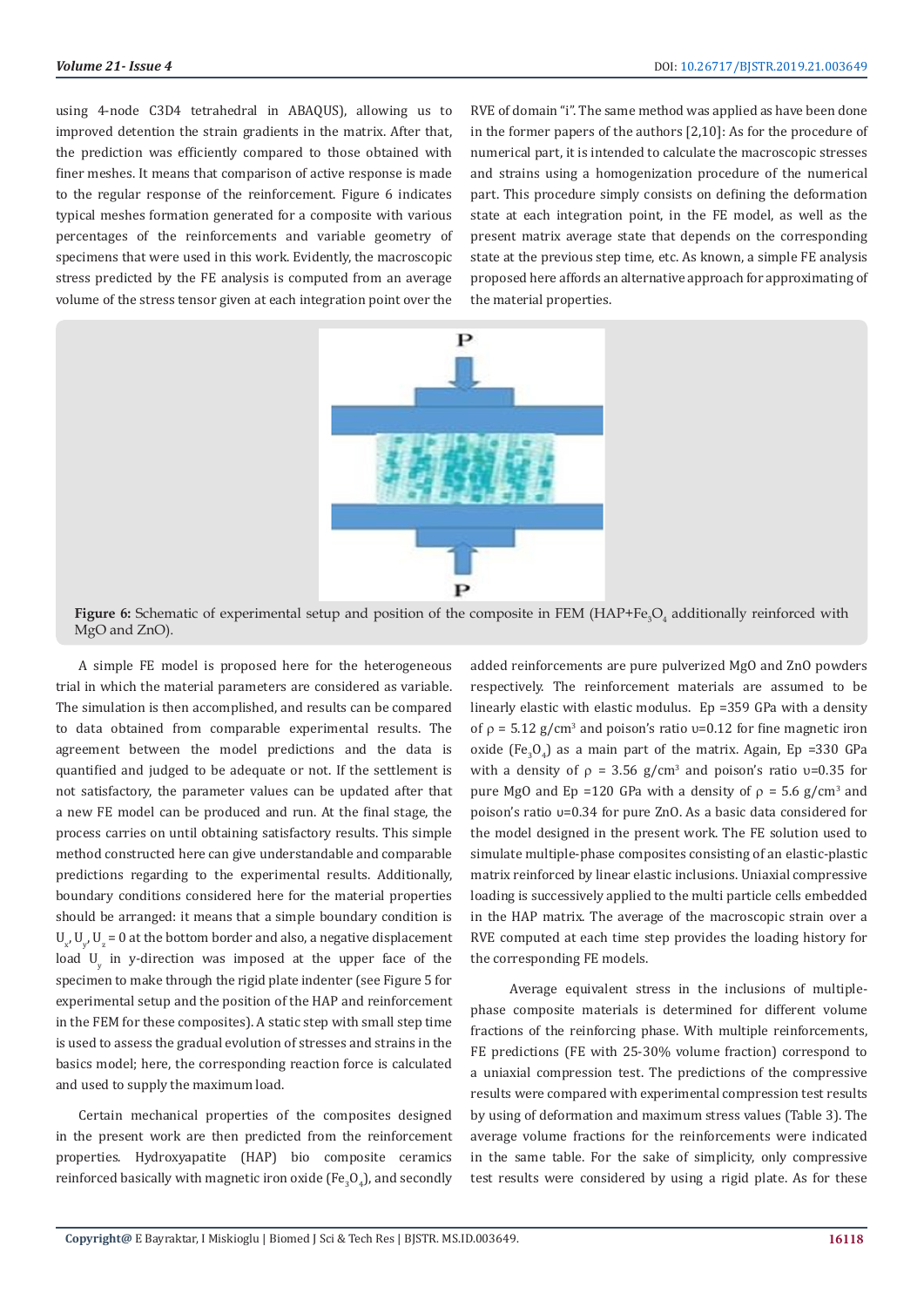using 4-node C3D4 tetrahedral in ABAQUS), allowing us to improved detention the strain gradients in the matrix. After that, the prediction was efficiently compared to those obtained with finer meshes. It means that comparison of active response is made to the regular response of the reinforcement. Figure 6 indicates typical meshes formation generated for a composite with various percentages of the reinforcements and variable geometry of specimens that were used in this work. Evidently, the macroscopic stress predicted by the FE analysis is computed from an average volume of the stress tensor given at each integration point over the RVE of domain "i". The same method was applied as have been done in the former papers of the authors [2,10]: As for the procedure of numerical part, it is intended to calculate the macroscopic stresses and strains using a homogenization procedure of the numerical part. This procedure simply consists on defining the deformation state at each integration point, in the FE model, as well as the present matrix average state that depends on the corresponding state at the previous step time, etc. As known, a simple FE analysis proposed here affords an alternative approach for approximating of the material properties.

**Figure 6:** Schematic of experimental setup and position of the composite in FEM (HAP+$Fe_3O_4$ additionally reinforced with MgO and ZnO).

A simple FE model is proposed here for the heterogeneous trial in which the material parameters are considered as variable. The simulation is then accomplished, and results can be compared to data obtained from comparable experimental results. The agreement between the model predictions and the data is quantified and judged to be adequate or not. If the settlement is not satisfactory, the parameter values can be updated after that a new FE model can be produced and run. At the final stage, the process carries on until obtaining satisfactory results. This simple method constructed here can give understandable and comparable predictions regarding to the experimental results. Additionally, boundary conditions considered here for the material properties should be arranged: it means that a simple boundary condition is $U_x, U_y, U_z = 0$ at the bottom border and also, a negative displacement load $U_y$ in y-direction was imposed at the upper face of the specimen to make through the rigid plate indenter (see Figure 5 for experimental setup and the position of the HAP and reinforcement in the FEM for these composites). A static step with small step time is used to assess the gradual evolution of stresses and strains in the basics model; here, the corresponding reaction force is calculated and used to supply the maximum load.

Certain mechanical properties of the composites designed in the present work are then predicted from the reinforcement properties. Hydroxyapatite (HAP) bio composite ceramics reinforced basically with magnetic iron oxide ($Fe_3O_4$), and secondly added reinforcements are pure pulverized MgO and ZnO powders respectively. The reinforcement materials are assumed to be linearly elastic with elastic modulus. Ep =359 GPa with a density of $\rho$ = 5.12 g/cm$^3$ and poison's ratio $\upsilon$=0.12 for fine magnetic iron oxide ($Fe_3O_4$) as a main part of the matrix. Again, Ep =330 GPa with a density of $\rho$ = 3.56 g/cm$^3$ and poison's ratio $\upsilon$=0.35 for pure MgO and Ep =120 GPa with a density of $\rho$ = 5.6 g/cm$^3$ and poison's ratio $\upsilon$=0.34 for pure ZnO. As a basic data considered for the model designed in the present work. The FE solution used to simulate multiple-phase composites consisting of an elastic-plastic matrix reinforced by linear elastic inclusions. Uniaxial compressive loading is successively applied to the multi particle cells embedded in the HAP matrix. The average of the macroscopic strain over a RVE computed at each time step provides the loading history for the corresponding FE models.

Average equivalent stress in the inclusions of multiple-phase composite materials is determined for different volume fractions of the reinforcing phase. With multiple reinforcements, FE predictions (FE with 25-30% volume fraction) correspond to a uniaxial compression test. The predictions of the compressive results were compared with experimental compression test results by using of deformation and maximum stress values (Table 3). The average volume fractions for the reinforcements were indicated in the same table. For the sake of simplicity, only compressive test results were considered by using a rigid plate. As for these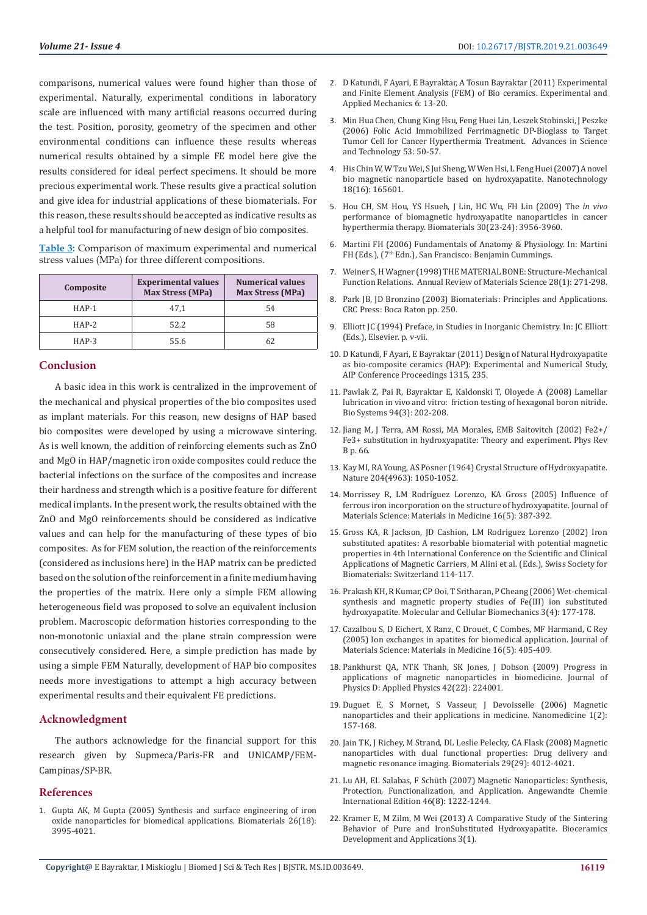comparisons, numerical values were found higher than those of experimental. Naturally, experimental conditions in laboratory scale are influenced with many artificial reasons occurred during the test. Position, porosity, geometry of the specimen and other environmental conditions can influence these results whereas numerical results obtained by a simple FE model here give the results considered for ideal perfect specimens. It should be more precious experimental work. These results give a practical solution and give idea for industrial applications of these biomaterials. For this reason, these results should be accepted as indicative results as a helpful tool for manufacturing of new design of bio composites.

**Table 3:** Comparison of maximum experimental and numerical stress values (MPa) for three different compositions.

| Composite | Experimental values Max Stress (MPa) | Numerical values Max Stress (MPa) |
|---|---|---|
| HAP-1 | 47,1 | 54 |
| HAP-2 | 52.2 | 58 |
| HAP-3 | 55.6 | 62 |

## Conclusion

A basic idea in this work is centralized in the improvement of the mechanical and physical properties of the bio composites used as implant materials. For this reason, new designs of HAP based bio composites were developed by using a microwave sintering. As is well known, the addition of reinforcing elements such as ZnO and MgO in HAP/magnetic iron oxide composites could reduce the bacterial infections on the surface of the composites and increase their hardness and strength which is a positive feature for different medical implants. In the present work, the results obtained with the ZnO and MgO reinforcements should be considered as indicative values and can help for the manufacturing of these types of bio composites. As for FEM solution, the reaction of the reinforcements (considered as inclusions here) in the HAP matrix can be predicted based on the solution of the reinforcement in a finite medium having the properties of the matrix. Here only a simple FEM allowing heterogeneous field was proposed to solve an equivalent inclusion problem. Macroscopic deformation histories corresponding to the non-monotonic uniaxial and the plane strain compression were consecutively considered. Here, a simple prediction has made by using a simple FEM Naturally, development of HAP bio composites needs more investigations to attempt a high accuracy between experimental results and their equivalent FE predictions.

## Acknowledgment

The authors acknowledge for the financial support for this research given by Supmeca/Paris-FR and UNICAMP/FEM-Campinas/SP-BR.

## References

1. Gupta AK, M Gupta (2005) Synthesis and surface engineering of iron oxide nanoparticles for biomedical applications. Biomaterials 26(18): 3995-4021.
2. D Katundi, F Ayari, E Bayraktar, A Tosun Bayraktar (2011) Experimental and Finite Element Analysis (FEM) of Bio ceramics. Experimental and Applied Mechanics 6: 13-20.
3. Min Hua Chen, Chung King Hsu, Feng Huei Lin, Leszek Stobinski, J Peszke (2006) Folic Acid Immobilized Ferrimagnetic DP-Bioglass to Target Tumor Cell for Cancer Hyperthermia Treatment. Advances in Science and Technology 53: 50-57.
4. His Chin W, W Tzu Wei, S Jui Sheng, W Wen Hsi, L Feng Huei (2007) A novel bio magnetic nanoparticle based on hydroxyapatite. Nanotechnology 18(16): 165601.
5. Hou CH, SM Hou, YS Hsueh, J Lin, HC Wu, FH Lin (2009) The *in vivo* performance of biomagnetic hydroxyapatite nanoparticles in cancer hyperthermia therapy. Biomaterials 30(23-24): 3956-3960.
6. Martini FH (2006) Fundamentals of Anatomy & Physiology. In: Martini FH (Eds.), (7th Edn.), San Francisco: Benjamin Cummings.
7. Weiner S, H Wagner (1998) THE MATERIAL BONE: Structure-Mechanical Function Relations. Annual Review of Materials Science 28(1): 271-298.
8. Park JB, JD Bronzino (2003) Biomaterials: Principles and Applications. CRC Press: Boca Raton pp. 250.
9. Elliott JC (1994) Preface, in Studies in Inorganic Chemistry. In: JC Elliott (Eds.), Elsevier. p. v-vii.
10. D Katundi, F Ayari, E Bayraktar (2011) Design of Natural Hydroxyapatite as bio-composite ceramics (HAP): Experimental and Numerical Study, AIP Conference Proceedings 1315, 235.
11. Pawlak Z, Pai R, Bayraktar E, Kaldonski T, Oloyede A (2008) Lamellar lubrication in vivo and vitro: friction testing of hexagonal boron nitride. Bio Systems 94(3): 202-208.
12. Jiang M, J Terra, AM Rossi, MA Morales, EMB Saitovitch (2002) Fe2+/Fe3+ substitution in hydroxyapatite: Theory and experiment. Phys Rev B p. 66.
13. Kay MI, RA Young, AS Posner (1964) Crystal Structure of Hydroxyapatite. Nature 204(4963): 1050-1052.
14. Morrissey R, LM Rodríguez Lorenzo, KA Gross (2005) Influence of ferrous iron incorporation on the structure of hydroxyapatite. Journal of Materials Science: Materials in Medicine 16(5): 387-392.
15. Gross KA, R Jackson, JD Cashion, LM Rodriguez Lorenzo (2002) Iron substituted apatites: A resorbable biomaterial with potential magnetic properties in 4th International Conference on the Scientific and Clinical Applications of Magnetic Carriers, M Alini et al. (Eds.), Swiss Society for Biomaterials: Switzerland 114-117.
16. Prakash KH, R Kumar, CP Ooi, T Sritharan, P Cheang (2006) Wet-chemical synthesis and magnetic property studies of Fe(III) ion substituted hydroxyapatite. Molecular and Cellular Biomechanics 3(4): 177-178.
17. Cazalbou S, D Eichert, X Ranz, C Drouet, C Combes, MF Harmand, C Rey (2005) Ion exchanges in apatites for biomedical application. Journal of Materials Science: Materials in Medicine 16(5): 405-409.
18. Pankhurst QA, NTK Thanh, SK Jones, J Dobson (2009) Progress in applications of magnetic nanoparticles in biomedicine. Journal of Physics D: Applied Physics 42(22): 224001.
19. Duguet E, S Mornet, S Vasseur, J Devoisselle (2006) Magnetic nanoparticles and their applications in medicine. Nanomedicine 1(2): 157-168.
20. Jain TK, J Richey, M Strand, DL Leslie Pelecky, CA Flask (2008) Magnetic nanoparticles with dual functional properties: Drug delivery and magnetic resonance imaging. Biomaterials 29(29): 4012-4021.
21. Lu AH, EL Salabas, F Schüth (2007) Magnetic Nanoparticles: Synthesis, Protection, Functionalization, and Application. Angewandte Chemie International Edition 46(8): 1222-1244.
22. Kramer E, M Zilm, M Wei (2013) A Comparative Study of the Sintering Behavior of Pure and IronSubstituted Hydroxyapatite. Bioceramics Development and Applications 3(1).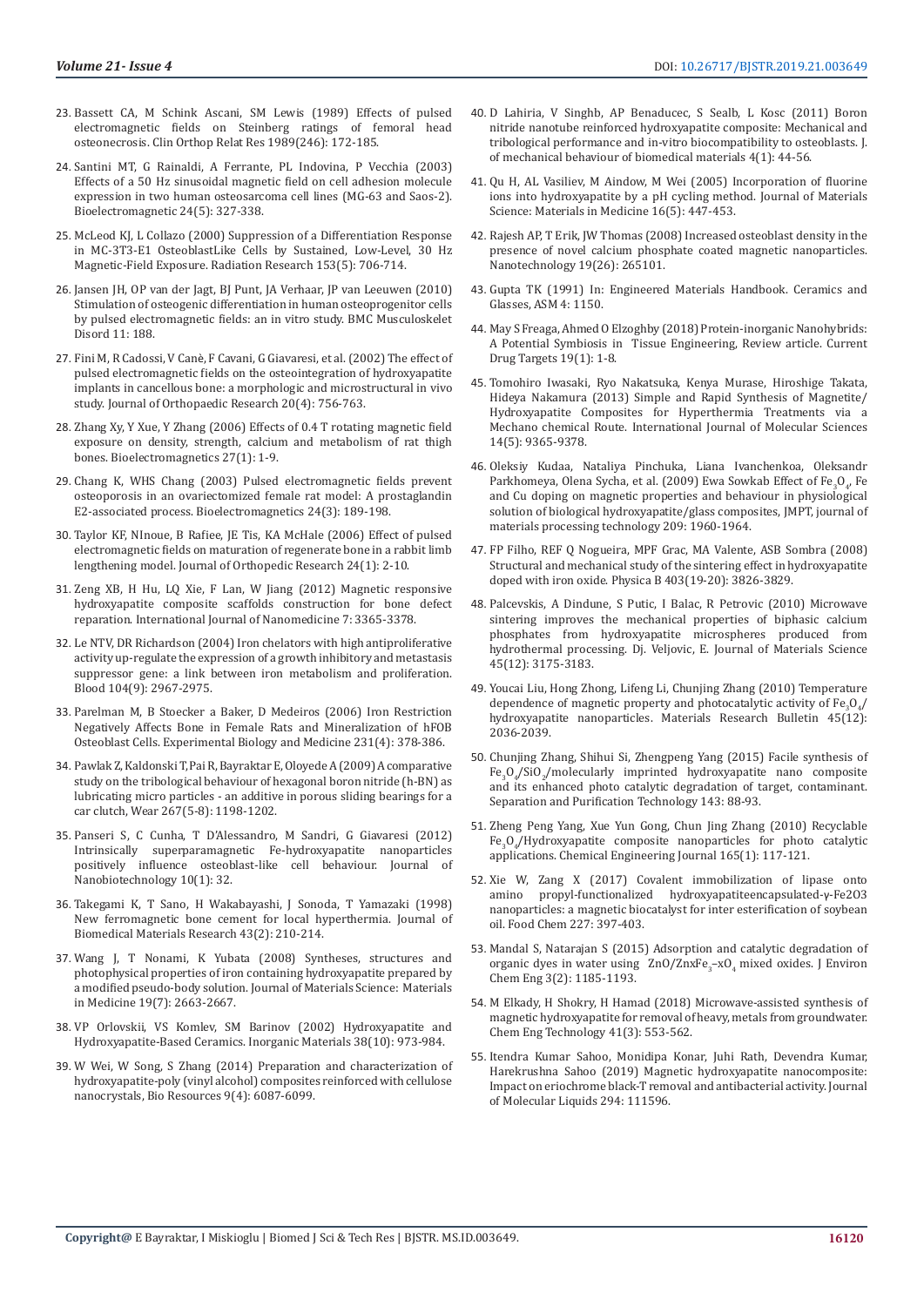23. Bassett CA, M Schink Ascani, SM Lewis (1989) Effects of pulsed electromagnetic fields on Steinberg ratings of femoral head osteonecrosis. Clin Orthop Relat Res 1989(246): 172-185.
24. Santini MT, G Rainaldi, A Ferrante, PL Indovina, P Vecchia (2003) Effects of a 50 Hz sinusoidal magnetic field on cell adhesion molecule expression in two human osteosarcoma cell lines (MG-63 and Saos-2). Bioelectromagnetic 24(5): 327-338.
25. McLeod KJ, L Collazo (2000) Suppression of a Differentiation Response in MC-3T3-E1 OsteoblastLike Cells by Sustained, Low-Level, 30 Hz Magnetic-Field Exposure. Radiation Research 153(5): 706-714.
26. Jansen JH, OP van der Jagt, BJ Punt, JA Verhaar, JP van Leeuwen (2010) Stimulation of osteogenic differentiation in human osteoprogenitor cells by pulsed electromagnetic fields: an in vitro study. BMC Musculoskelet Disord 11: 188.
27. Fini M, R Cadossi, V Canè, F Cavani, G Giavaresi, et al. (2002) The effect of pulsed electromagnetic fields on the osteointegration of hydroxyapatite implants in cancellous bone: a morphologic and microstructural in vivo study. Journal of Orthopaedic Research 20(4): 756-763.
28. Zhang Xy, Y Xue, Y Zhang (2006) Effects of 0.4 T rotating magnetic field exposure on density, strength, calcium and metabolism of rat thigh bones. Bioelectromagnetics 27(1): 1-9.
29. Chang K, WHS Chang (2003) Pulsed electromagnetic fields prevent osteoporosis in an ovariectomized female rat model: A prostaglandin E2-associated process. Bioelectromagnetics 24(3): 189-198.
30. Taylor KF, NInoue, B Rafiee, JE Tis, KA McHale (2006) Effect of pulsed electromagnetic fields on maturation of regenerate bone in a rabbit limb lengthening model. Journal of Orthopedic Research 24(1): 2-10.
31. Zeng XB, H Hu, LQ Xie, F Lan, W Jiang (2012) Magnetic responsive hydroxyapatite composite scaffolds construction for bone defect reparation. International Journal of Nanomedicine 7: 3365-3378.
32. Le NTV, DR Richardson (2004) Iron chelators with high antiproliferative activity up-regulate the expression of a growth inhibitory and metastasis suppressor gene: a link between iron metabolism and proliferation. Blood 104(9): 2967-2975.
33. Parelman M, B Stoecker a Baker, D Medeiros (2006) Iron Restriction Negatively Affects Bone in Female Rats and Mineralization of hFOB Osteoblast Cells. Experimental Biology and Medicine 231(4): 378-386.
34. Pawlak Z, Kaldonski T, Pai R, Bayraktar E, Oloyede A (2009) A comparative study on the tribological behaviour of hexagonal boron nitride (h-BN) as lubricating micro particles - an additive in porous sliding bearings for a car clutch, Wear 267(5-8): 1198-1202.
35. Panseri S, C Cunha, T D'Alessandro, M Sandri, G Giavaresi (2012) Intrinsically superparamagnetic Fe-hydroxyapatite nanoparticles positively influence osteoblast-like cell behaviour. Journal of Nanobiotechnology 10(1): 32.
36. Takegami K, T Sano, H Wakabayashi, J Sonoda, T Yamazaki (1998) New ferromagnetic bone cement for local hyperthermia. Journal of Biomedical Materials Research 43(2): 210-214.
37. Wang J, T Nonami, K Yubata (2008) Syntheses, structures and photophysical properties of iron containing hydroxyapatite prepared by a modified pseudo-body solution. Journal of Materials Science: Materials in Medicine 19(7): 2663-2667.
38. VP Orlovskii, VS Komlev, SM Barinov (2002) Hydroxyapatite and Hydroxyapatite-Based Ceramics. Inorganic Materials 38(10): 973-984.
39. W Wei, W Song, S Zhang (2014) Preparation and characterization of hydroxyapatite-poly (vinyl alcohol) composites reinforced with cellulose nanocrystals, Bio Resources 9(4): 6087-6099.
40. D Lahiria, V Singhb, AP Benaducec, S Sealb, L Kosc (2011) Boron nitride nanotube reinforced hydroxyapatite composite: Mechanical and tribological performance and in-vitro biocompatibility to osteoblasts. J. of mechanical behaviour of biomedical materials 4(1): 44-56.
41. Qu H, AL Vasiliev, M Aindow, M Wei (2005) Incorporation of fluorine ions into hydroxyapatite by a pH cycling method. Journal of Materials Science: Materials in Medicine 16(5): 447-453.
42. Rajesh AP, T Erik, JW Thomas (2008) Increased osteoblast density in the presence of novel calcium phosphate coated magnetic nanoparticles. Nanotechnology 19(26): 265101.
43. Gupta TK (1991) In: Engineered Materials Handbook. Ceramics and Glasses, ASM 4: 1150.
44. May S Freaga, Ahmed O Elzoghby (2018) Protein-inorganic Nanohybrids: A Potential Symbiosis in Tissue Engineering, Review article. Current Drug Targets 19(1): 1-8.
45. Tomohiro Iwasaki, Ryo Nakatsuka, Kenya Murase, Hiroshige Takata, Hideya Nakamura (2013) Simple and Rapid Synthesis of Magnetite/Hydroxyapatite Composites for Hyperthermia Treatments via a Mechano chemical Route. International Journal of Molecular Sciences 14(5): 9365-9378.
46. Oleksiy Kudaa, Nataliya Pinchuka, Liana Ivanchenkoa, Oleksandr Parkhomeya, Olena Sycha, et al. (2009) Ewa Sowkab Effect of $Fe_3O_4$, Fe and Cu doping on magnetic properties and behaviour in physiological solution of biological hydroxyapatite/glass composites, JMPT, journal of materials processing technology 209: 1960-1964.
47. FP Filho, REF Q Nogueira, MPF Grac, MA Valente, ASB Sombra (2008) Structural and mechanical study of the sintering effect in hydroxyapatite doped with iron oxide. Physica B 403(19-20): 3826-3829.
48. Palcevskis, A Dindune, S Putic, I Balac, R Petrovic (2010) Microwave sintering improves the mechanical properties of biphasic calcium phosphates from hydroxyapatite microspheres produced from hydrothermal processing. Dj. Veljovic, E. Journal of Materials Science 45(12): 3175-3183.
49. Youcai Liu, Hong Zhong, Lifeng Li, Chunjing Zhang (2010) Temperature dependence of magnetic property and photocatalytic activity of $Fe_3O_4$/hydroxyapatite nanoparticles. Materials Research Bulletin 45(12): 2036-2039.
50. Chunjing Zhang, Shihui Si, Zhengpeng Yang (2015) Facile synthesis of $Fe_3O_4$/$SiO_2$/molecularly imprinted hydroxyapatite nano composite and its enhanced photo catalytic degradation of target, contaminant. Separation and Purification Technology 143: 88-93.
51. Zheng Peng Yang, Xue Yun Gong, Chun Jing Zhang (2010) Recyclable $Fe_3O_4$/Hydroxyapatite composite nanoparticles for photo catalytic applications. Chemical Engineering Journal 165(1): 117-121.
52. Xie W, Zang X (2017) Covalent immobilization of lipase onto amino propyl-functionalized hydroxyapatiteencapsulated-γ-Fe2O3 nanoparticles: a magnetic biocatalyst for inter esterification of soybean oil. Food Chem 227: 397-403.
53. Mandal S, Natarajan S (2015) Adsorption and catalytic degradation of organic dyes in water using ZnO/Zn$xFe_3$–x$O_4$ mixed oxides. J Environ Chem Eng 3(2): 1185-1193.
54. M Elkady, H Shokry, H Hamad (2018) Microwave-assisted synthesis of magnetic hydroxyapatite for removal of heavy, metals from groundwater. Chem Eng Technology 41(3): 553-562.
55. Itendra Kumar Sahoo, Monidipa Konar, Juhi Rath, Devendra Kumar, Harekrushna Sahoo (2019) Magnetic hydroxyapatite nanocomposite: Impact on eriochrome black-T removal and antibacterial activity. Journal of Molecular Liquids 294: 111596.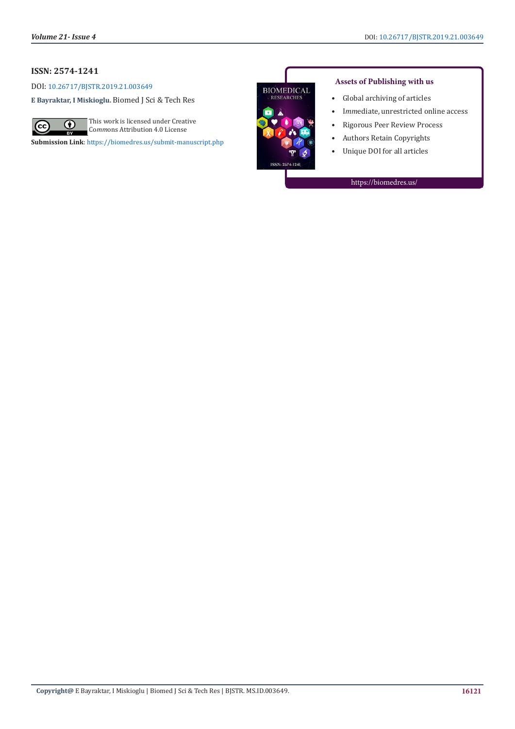**ISSN: 2574-1241**

DOI: 10.26717/BJSTR.2019.21.003649

**E Bayraktar, I Miskioglu.** Biomed J Sci & Tech Res

This work is licensed under Creative Commons Attribution 4.0 License

**Submission Link**: https://biomedres.us/submit-manuscript.php

### Assets of Publishing with us

- Global archiving of articles
- Immediate, unrestricted online access
- Rigorous Peer Review Process
- Authors Retain Copyrights
- Unique DOI for all articles

https://biomedres.us/